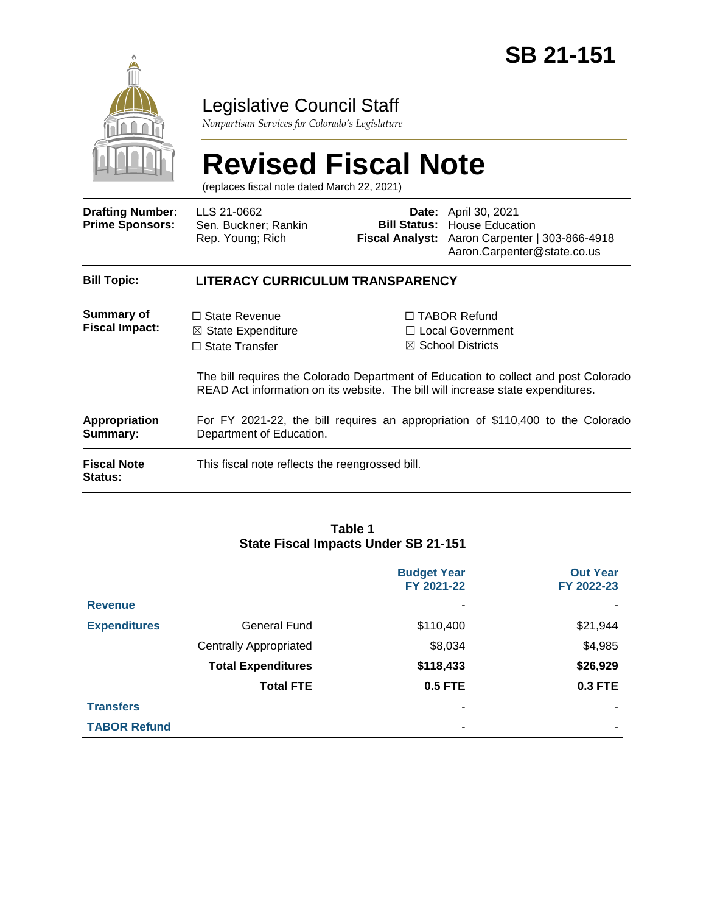# SB 21-151

## Legislative Council Staff

*Nonpartisan Services for Colorado's Legislature*

# Revised Fiscal Note

(replaces fiscal note dated March 22, 2021)

| | | | |
|---|---|---|---|
| **Drafting Number:** | LLS 21-0662 | **Date:** | April 30, 2021 |
| **Prime Sponsors:** | Sen. Buckner; Rankin<br>Rep. Young; Rich | **Bill Status:** | House Education |
| | | **Fiscal Analyst:** | Aaron Carpenter \| 303-866-4918<br>Aaron.Carpenter@state.co.us |

**Bill Topic:** **LITERACY CURRICULUM TRANSPARENCY**

**Summary of Fiscal Impact:**

- ☐ State Revenue
- ☒ State Expenditure
- ☐ State Transfer
- ☐ TABOR Refund
- ☐ Local Government
- ☒ School Districts

The bill requires the Colorado Department of Education to collect and post Colorado READ Act information on its website. The bill will increase state expenditures.

**Appropriation Summary:** For FY 2021-22, the bill requires an appropriation of $110,400 to the Colorado Department of Education.

**Fiscal Note Status:** This fiscal note reflects the reengrossed bill.

**Table 1**
**State Fiscal Impacts Under SB 21-151**

| | | Budget Year FY 2021-22 | Out Year FY 2022-23 |
|---|---|---|---|
| **Revenue** | | - | - |
| **Expenditures** | General Fund | $110,400 | $21,944 |
| | Centrally Appropriated | $8,034 | $4,985 |
| | **Total Expenditures** | **$118,433** | **$26,929** |
| | **Total FTE** | **0.5 FTE** | **0.3 FTE** |
| **Transfers** | | - | - |
| **TABOR Refund** | | - | - |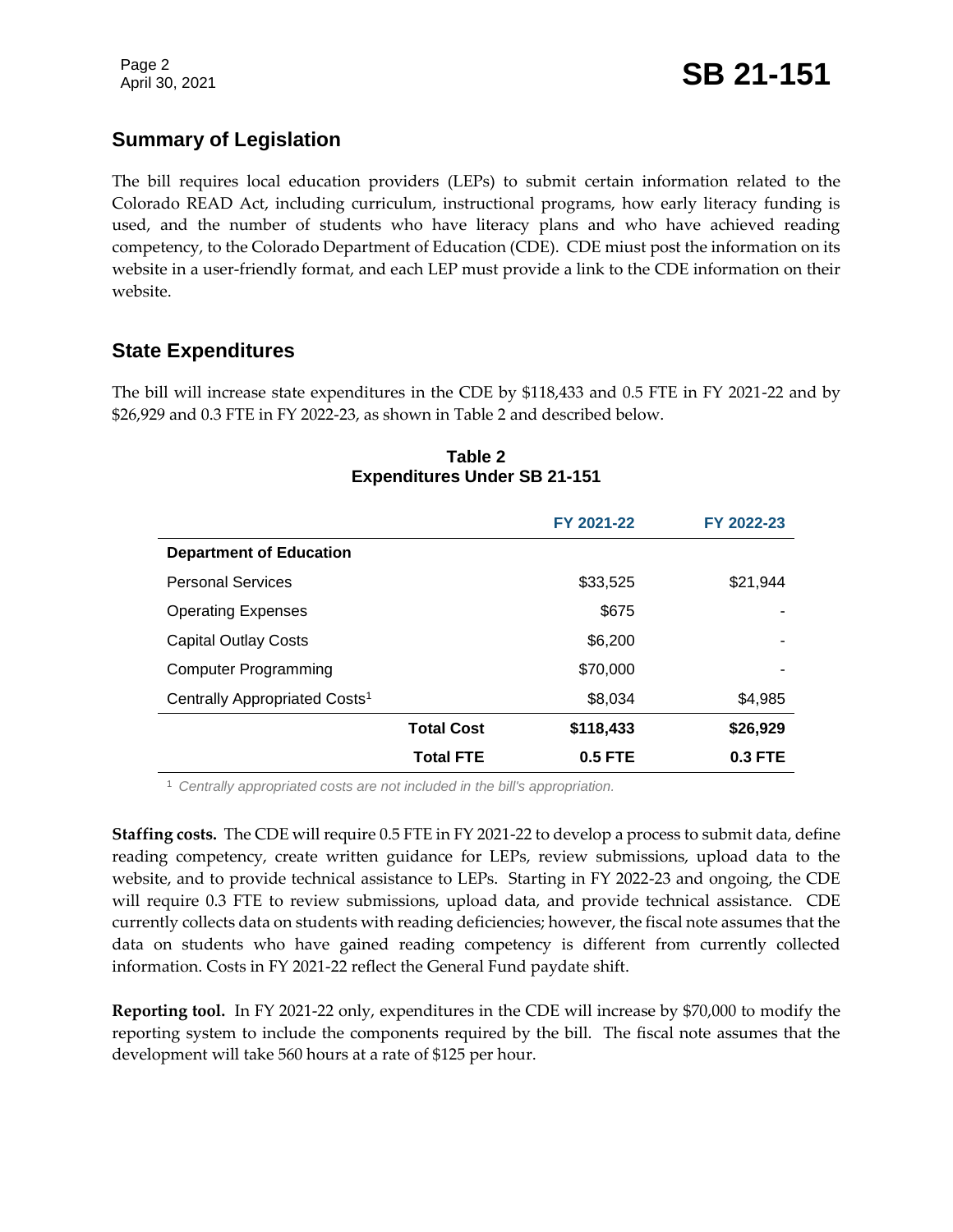## Summary of Legislation

The bill requires local education providers (LEPs) to submit certain information related to the Colorado READ Act, including curriculum, instructional programs, how early literacy funding is used, and the number of students who have literacy plans and who have achieved reading competency, to the Colorado Department of Education (CDE). CDE miust post the information on its website in a user-friendly format, and each LEP must provide a link to the CDE information on their website.

## State Expenditures

The bill will increase state expenditures in the CDE by $118,433 and 0.5 FTE in FY 2021-22 and by $26,929 and 0.3 FTE in FY 2022-23, as shown in Table 2 and described below.

**Table 2**
**Expenditures Under SB 21-151**

| | FY 2021-22 | FY 2022-23 |
|---|---|---|
| **Department of Education** | | |
| Personal Services | $33,525 | $21,944 |
| Operating Expenses | $675 | - |
| Capital Outlay Costs | $6,200 | - |
| Computer Programming | $70,000 | - |
| Centrally Appropriated Costs[1] | $8,034 | $4,985 |
| **Total Cost** | **$118,433** | **$26,929** |
| **Total FTE** | **0.5 FTE** | **0.3 FTE** |

[1] *Centrally appropriated costs are not included in the bill's appropriation.*

**Staffing costs.** The CDE will require 0.5 FTE in FY 2021-22 to develop a process to submit data, define reading competency, create written guidance for LEPs, review submissions, upload data to the website, and to provide technical assistance to LEPs. Starting in FY 2022-23 and ongoing, the CDE will require 0.3 FTE to review submissions, upload data, and provide technical assistance. CDE currently collects data on students with reading deficiencies; however, the fiscal note assumes that the data on students who have gained reading competency is different from currently collected information. Costs in FY 2021-22 reflect the General Fund paydate shift.

**Reporting tool.** In FY 2021-22 only, expenditures in the CDE will increase by $70,000 to modify the reporting system to include the components required by the bill. The fiscal note assumes that the development will take 560 hours at a rate of $125 per hour.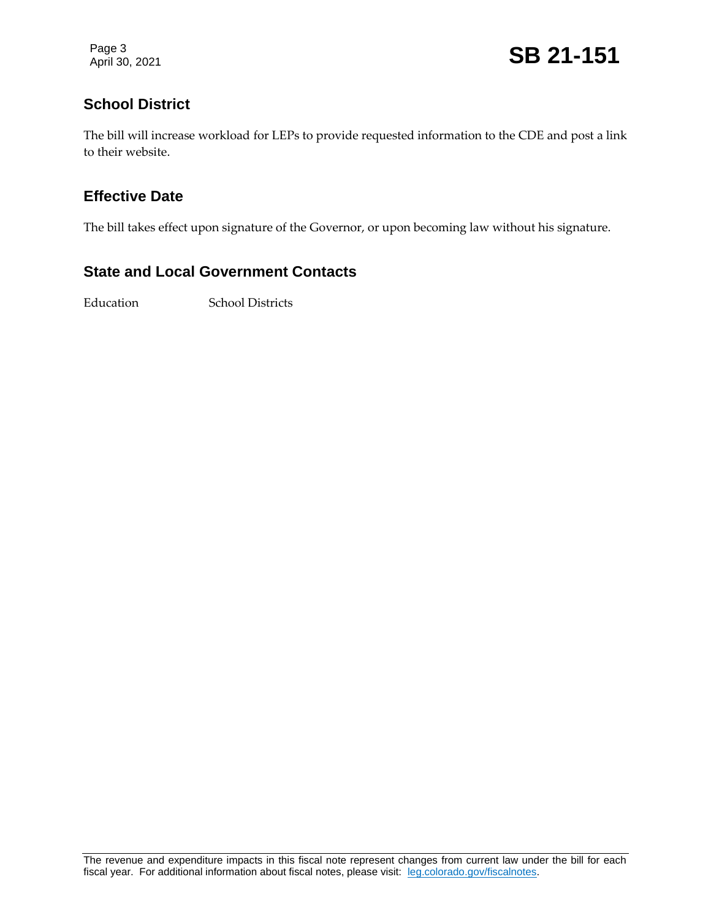## School District

The bill will increase workload for LEPs to provide requested information to the CDE and post a link to their website.

## Effective Date

The bill takes effect upon signature of the Governor, or upon becoming law without his signature.

## State and Local Government Contacts

| | |
|---|---|
| Education | School Districts |

The revenue and expenditure impacts in this fiscal note represent changes from current law under the bill for each fiscal year. For additional information about fiscal notes, please visit: leg.colorado.gov/fiscalnotes.